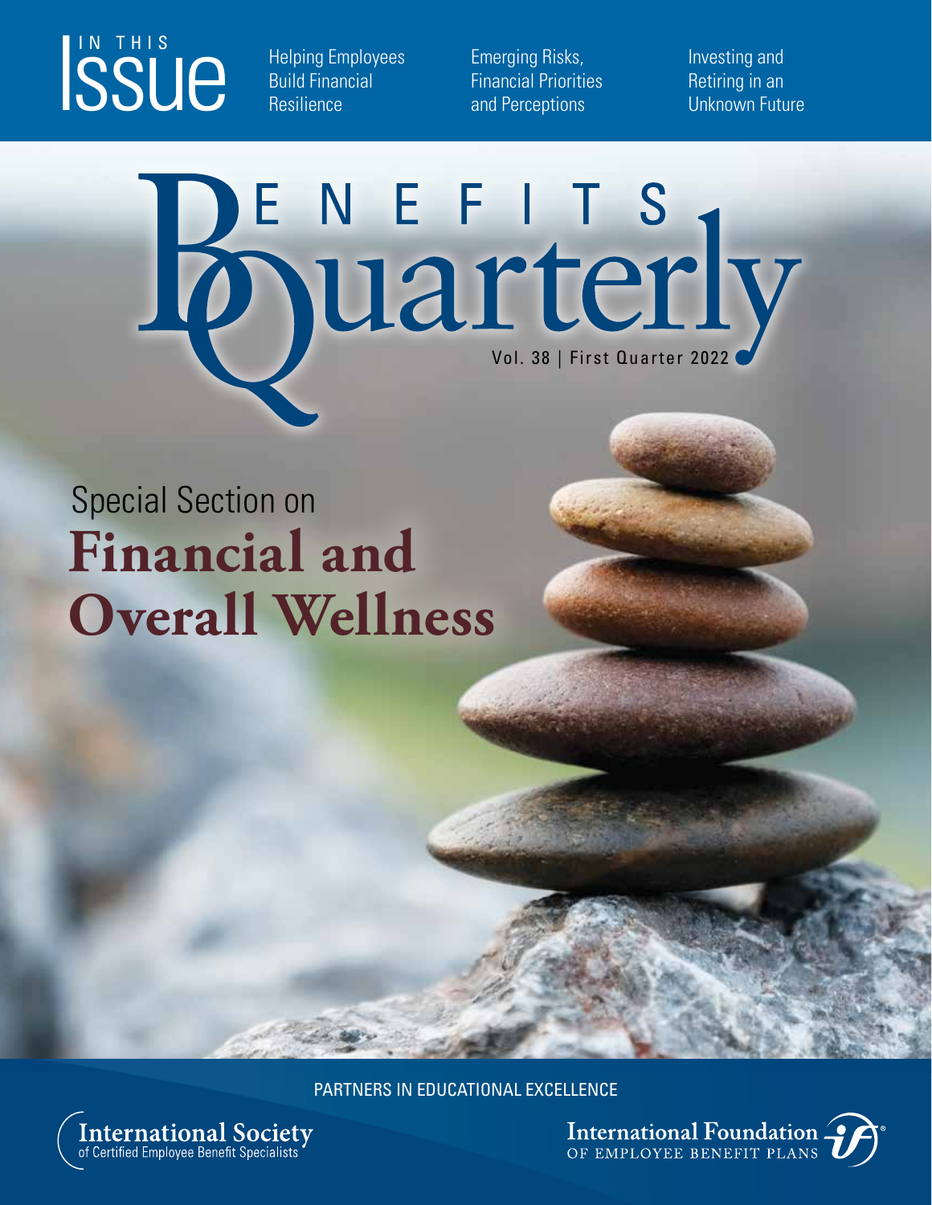# IN THIS ISSUE

- Helping Employees Build Financial Resilience
- Emerging Risks, Financial Priorities and Perceptions
- Investing and Retiring in an Unknown Future

# BENEFITS Quarterly

Vol. 38 | First Quarter 2022

## Special Section on **Financial and Overall Wellness**

PARTNERS IN EDUCATIONAL EXCELLENCE

International Society of Certified Employee Benefit Specialists

International Foundation OF EMPLOYEE BENEFIT PLANS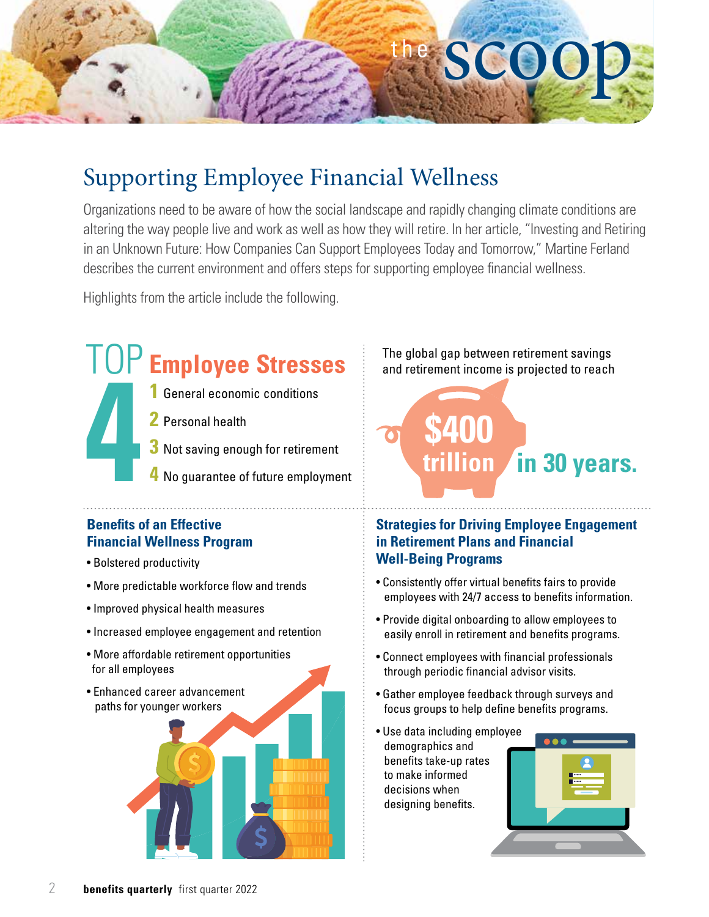# the scoop

## Supporting Employee Financial Wellness

Organizations need to be aware of how the social landscape and rapidly changing climate conditions are altering the way people live and work as well as how they will retire. In her article, "Investing and Retiring in an Unknown Future: How Companies Can Support Employees Today and Tomorrow," Martine Ferland describes the current environment and offers steps for supporting employee financial wellness.

Highlights from the article include the following.

### TOP 4 Employee Stresses

1. General economic conditions
2. Personal health
3. Not saving enough for retirement
4. No guarantee of future employment

The global gap between retirement savings and retirement income is projected to reach **$400 trillion in 30 years.**

### Benefits of an Effective Financial Wellness Program

- Bolstered productivity
- More predictable workforce flow and trends
- Improved physical health measures
- Increased employee engagement and retention
- More affordable retirement opportunities for all employees
- Enhanced career advancement paths for younger workers

### Strategies for Driving Employee Engagement in Retirement Plans and Financial Well-Being Programs

- Consistently offer virtual benefits fairs to provide employees with 24/7 access to benefits information.
- Provide digital onboarding to allow employees to easily enroll in retirement and benefits programs.
- Connect employees with financial professionals through periodic financial advisor visits.
- Gather employee feedback through surveys and focus groups to help define benefits programs.
- Use data including employee demographics and benefits take-up rates to make informed decisions when designing benefits.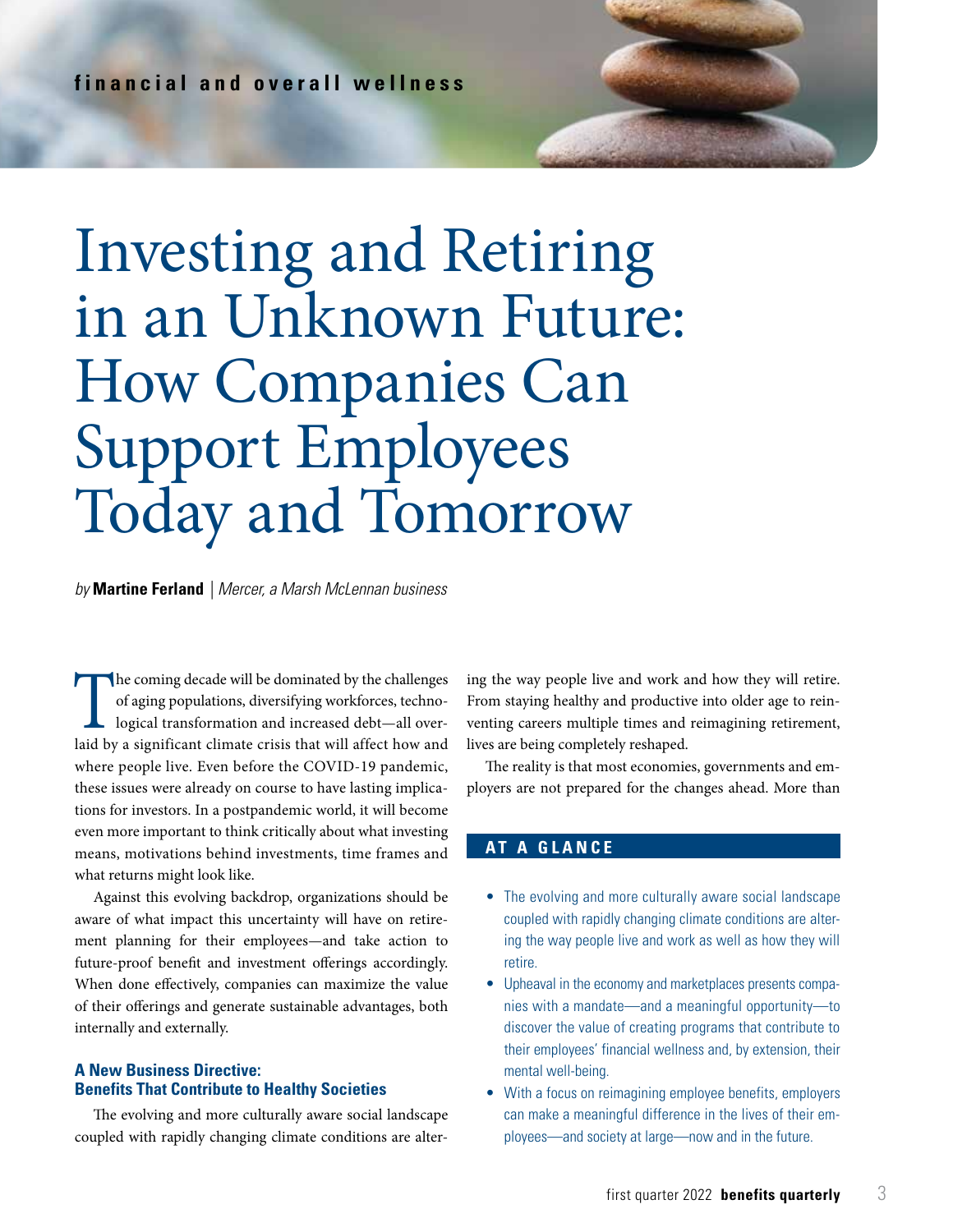**financial and overall wellness**

# Investing and Retiring in an Unknown Future: How Companies Can Support Employees Today and Tomorrow

*by* **Martine Ferland** | *Mercer, a Marsh McLennan business*

The coming decade will be dominated by the challenges of aging populations, diversifying workforces, technological transformation and increased debt—all overlaid by a significant climate crisis that will affect how and where people live. Even before the COVID-19 pandemic, these issues were already on course to have lasting implications for investors. In a postpandemic world, it will become even more important to think critically about what investing means, motivations behind investments, time frames and what returns might look like.

Against this evolving backdrop, organizations should be aware of what impact this uncertainty will have on retirement planning for their employees—and take action to future-proof benefit and investment offerings accordingly. When done effectively, companies can maximize the value of their offerings and generate sustainable advantages, both internally and externally.

### A New Business Directive: Benefits That Contribute to Healthy Societies

The evolving and more culturally aware social landscape coupled with rapidly changing climate conditions are altering the way people live and work and how they will retire. From staying healthy and productive into older age to reinventing careers multiple times and reimagining retirement, lives are being completely reshaped.

The reality is that most economies, governments and employers are not prepared for the changes ahead. More than

## AT A GLANCE

- The evolving and more culturally aware social landscape coupled with rapidly changing climate conditions are altering the way people live and work as well as how they will retire.
- Upheaval in the economy and marketplaces presents companies with a mandate—and a meaningful opportunity—to discover the value of creating programs that contribute to their employees' financial wellness and, by extension, their mental well-being.
- With a focus on reimagining employee benefits, employers can make a meaningful difference in the lives of their employees—and society at large—now and in the future.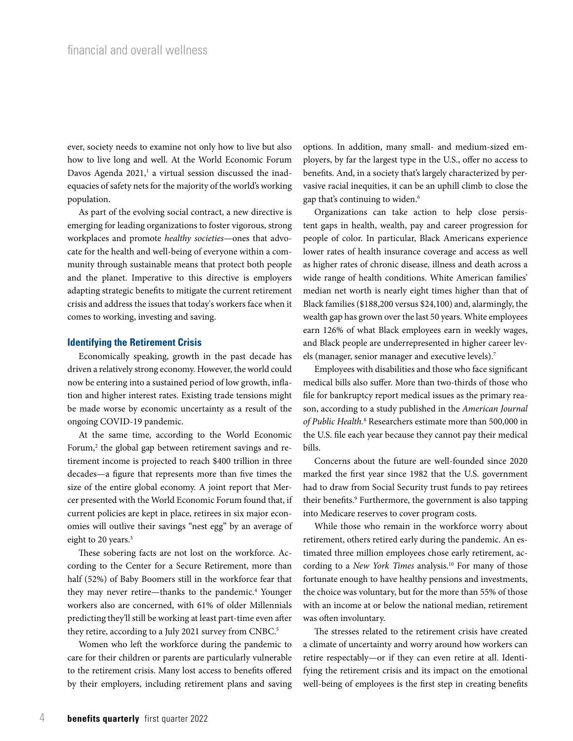ever, society needs to examine not only how to live but also how to live long and well. At the World Economic Forum Davos Agenda 2021,[1] a virtual session discussed the inadequacies of safety nets for the majority of the world's working population.

As part of the evolving social contract, a new directive is emerging for leading organizations to foster vigorous, strong workplaces and promote *healthy societies*—ones that advocate for the health and well-being of everyone within a community through sustainable means that protect both people and the planet. Imperative to this directive is employers adapting strategic benefits to mitigate the current retirement crisis and address the issues that today's workers face when it comes to working, investing and saving.

### Identifying the Retirement Crisis

Economically speaking, growth in the past decade has driven a relatively strong economy. However, the world could now be entering into a sustained period of low growth, inflation and higher interest rates. Existing trade tensions might be made worse by economic uncertainty as a result of the ongoing COVID-19 pandemic.

At the same time, according to the World Economic Forum,[2] the global gap between retirement savings and retirement income is projected to reach $400 trillion in three decades—a figure that represents more than five times the size of the entire global economy. A joint report that Mercer presented with the World Economic Forum found that, if current policies are kept in place, retirees in six major economies will outlive their savings "nest egg" by an average of eight to 20 years.[3]

These sobering facts are not lost on the workforce. According to the Center for a Secure Retirement, more than half (52%) of Baby Boomers still in the workforce fear that they may never retire—thanks to the pandemic.[4] Younger workers also are concerned, with 61% of older Millennials predicting they'll still be working at least part-time even after they retire, according to a July 2021 survey from CNBC.[5]

Women who left the workforce during the pandemic to care for their children or parents are particularly vulnerable to the retirement crisis. Many lost access to benefits offered by their employers, including retirement plans and saving options. In addition, many small- and medium-sized employers, by far the largest type in the U.S., offer no access to benefits. And, in a society that's largely characterized by pervasive racial inequities, it can be an uphill climb to close the gap that's continuing to widen.[6]

Organizations can take action to help close persistent gaps in health, wealth, pay and career progression for people of color. In particular, Black Americans experience lower rates of health insurance coverage and access as well as higher rates of chronic disease, illness and death across a wide range of health conditions. White American families' median net worth is nearly eight times higher than that of Black families ($188,200 versus $24,100) and, alarmingly, the wealth gap has grown over the last 50 years. White employees earn 126% of what Black employees earn in weekly wages, and Black people are underrepresented in higher career levels (manager, senior manager and executive levels).[7]

Employees with disabilities and those who face significant medical bills also suffer. More than two-thirds of those who file for bankruptcy report medical issues as the primary reason, according to a study published in the *American Journal of Public Health*.[8] Researchers estimate more than 500,000 in the U.S. file each year because they cannot pay their medical bills.

Concerns about the future are well-founded since 2020 marked the first year since 1982 that the U.S. government had to draw from Social Security trust funds to pay retirees their benefits.[9] Furthermore, the government is also tapping into Medicare reserves to cover program costs.

While those who remain in the workforce worry about retirement, others retired early during the pandemic. An estimated three million employees chose early retirement, according to a *New York Times* analysis.[10] For many of those fortunate enough to have healthy pensions and investments, the choice was voluntary, but for the more than 55% of those with an income at or below the national median, retirement was often involuntary.

The stresses related to the retirement crisis have created a climate of uncertainty and worry around how workers can retire respectably—or if they can even retire at all. Identifying the retirement crisis and its impact on the emotional well-being of employees is the first step in creating benefits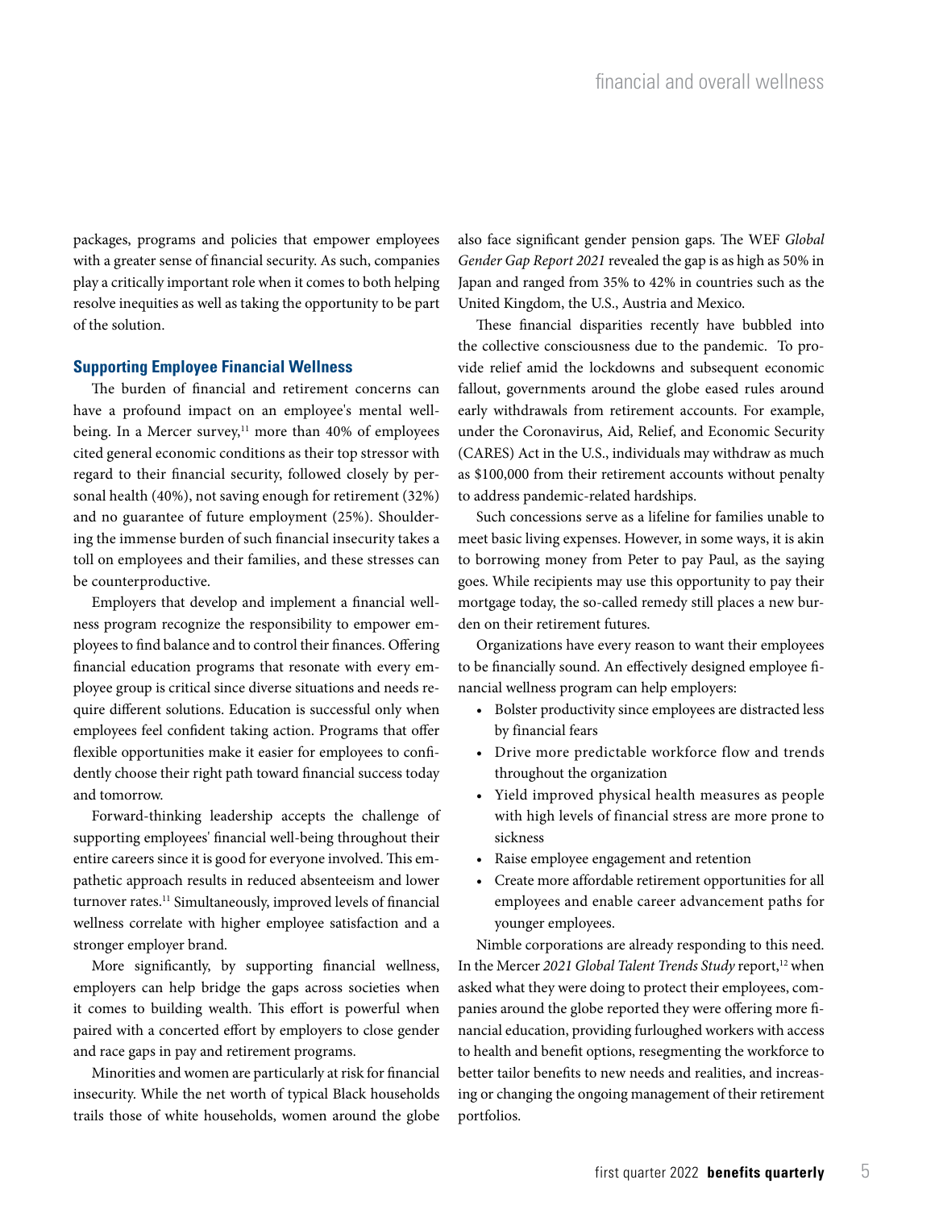packages, programs and policies that empower employees with a greater sense of financial security. As such, companies play a critically important role when it comes to both helping resolve inequities as well as taking the opportunity to be part of the solution.

### Supporting Employee Financial Wellness

The burden of financial and retirement concerns can have a profound impact on an employee's mental well-being. In a Mercer survey,[11] more than 40% of employees cited general economic conditions as their top stressor with regard to their financial security, followed closely by personal health (40%), not saving enough for retirement (32%) and no guarantee of future employment (25%). Shouldering the immense burden of such financial insecurity takes a toll on employees and their families, and these stresses can be counterproductive.

Employers that develop and implement a financial wellness program recognize the responsibility to empower employees to find balance and to control their finances. Offering financial education programs that resonate with every employee group is critical since diverse situations and needs require different solutions. Education is successful only when employees feel confident taking action. Programs that offer flexible opportunities make it easier for employees to confidently choose their right path toward financial success today and tomorrow.

Forward-thinking leadership accepts the challenge of supporting employees' financial well-being throughout their entire careers since it is good for everyone involved. This empathetic approach results in reduced absenteeism and lower turnover rates.[11] Simultaneously, improved levels of financial wellness correlate with higher employee satisfaction and a stronger employer brand.

More significantly, by supporting financial wellness, employers can help bridge the gaps across societies when it comes to building wealth. This effort is powerful when paired with a concerted effort by employers to close gender and race gaps in pay and retirement programs.

Minorities and women are particularly at risk for financial insecurity. While the net worth of typical Black households trails those of white households, women around the globe also face significant gender pension gaps. The WEF *Global Gender Gap Report 2021* revealed the gap is as high as 50% in Japan and ranged from 35% to 42% in countries such as the United Kingdom, the U.S., Austria and Mexico.

These financial disparities recently have bubbled into the collective consciousness due to the pandemic. To provide relief amid the lockdowns and subsequent economic fallout, governments around the globe eased rules around early withdrawals from retirement accounts. For example, under the Coronavirus, Aid, Relief, and Economic Security (CARES) Act in the U.S., individuals may withdraw as much as $100,000 from their retirement accounts without penalty to address pandemic-related hardships.

Such concessions serve as a lifeline for families unable to meet basic living expenses. However, in some ways, it is akin to borrowing money from Peter to pay Paul, as the saying goes. While recipients may use this opportunity to pay their mortgage today, the so-called remedy still places a new burden on their retirement futures.

Organizations have every reason to want their employees to be financially sound. An effectively designed employee financial wellness program can help employers:

- Bolster productivity since employees are distracted less by financial fears
- Drive more predictable workforce flow and trends throughout the organization
- Yield improved physical health measures as people with high levels of financial stress are more prone to sickness
- Raise employee engagement and retention
- Create more affordable retirement opportunities for all employees and enable career advancement paths for younger employees.

Nimble corporations are already responding to this need. In the Mercer *2021 Global Talent Trends Study* report,[12] when asked what they were doing to protect their employees, companies around the globe reported they were offering more financial education, providing furloughed workers with access to health and benefit options, resegmenting the workforce to better tailor benefits to new needs and realities, and increasing or changing the ongoing management of their retirement portfolios.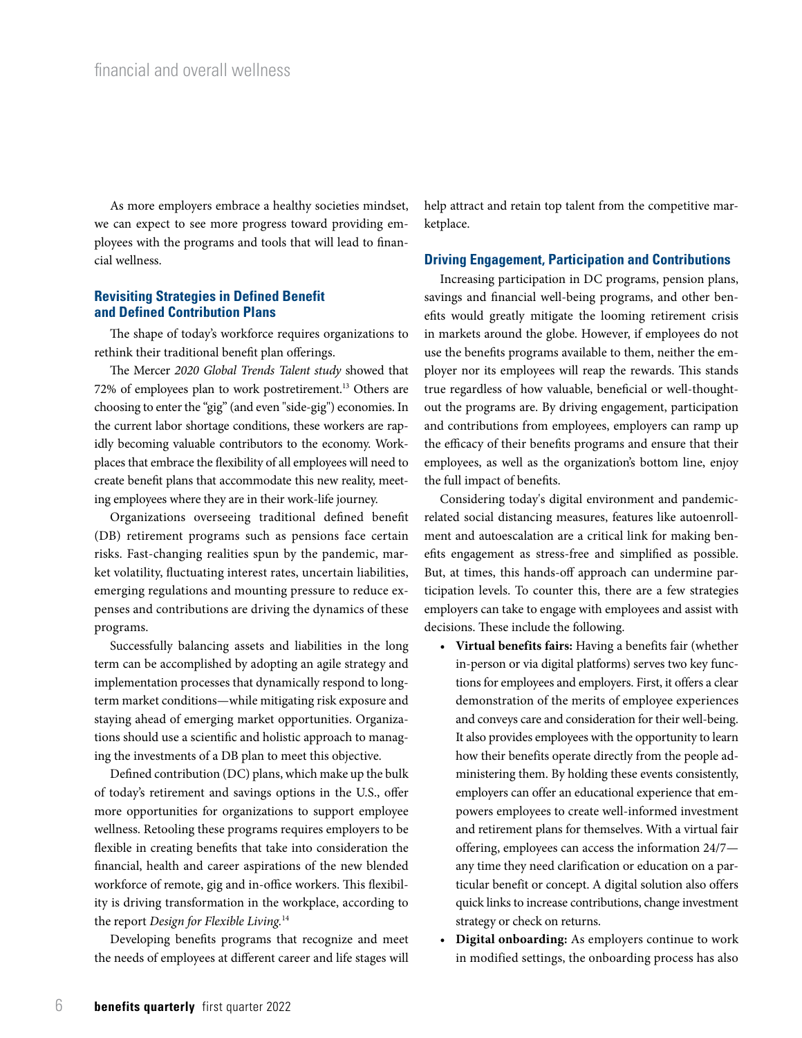As more employers embrace a healthy societies mindset, we can expect to see more progress toward providing employees with the programs and tools that will lead to financial wellness.

## Revisiting Strategies in Defined Benefit and Defined Contribution Plans

The shape of today's workforce requires organizations to rethink their traditional benefit plan offerings.

The Mercer *2020 Global Trends Talent study* showed that 72% of employees plan to work postretirement.[13] Others are choosing to enter the "gig" (and even "side-gig") economies. In the current labor shortage conditions, these workers are rapidly becoming valuable contributors to the economy. Workplaces that embrace the flexibility of all employees will need to create benefit plans that accommodate this new reality, meeting employees where they are in their work-life journey.

Organizations overseeing traditional defined benefit (DB) retirement programs such as pensions face certain risks. Fast-changing realities spun by the pandemic, market volatility, fluctuating interest rates, uncertain liabilities, emerging regulations and mounting pressure to reduce expenses and contributions are driving the dynamics of these programs.

Successfully balancing assets and liabilities in the long term can be accomplished by adopting an agile strategy and implementation processes that dynamically respond to long-term market conditions—while mitigating risk exposure and staying ahead of emerging market opportunities. Organizations should use a scientific and holistic approach to managing the investments of a DB plan to meet this objective.

Defined contribution (DC) plans, which make up the bulk of today's retirement and savings options in the U.S., offer more opportunities for organizations to support employee wellness. Retooling these programs requires employers to be flexible in creating benefits that take into consideration the financial, health and career aspirations of the new blended workforce of remote, gig and in-office workers. This flexibility is driving transformation in the workplace, according to the report *Design for Flexible Living.*[14]

Developing benefits programs that recognize and meet the needs of employees at different career and life stages will help attract and retain top talent from the competitive marketplace.

## Driving Engagement, Participation and Contributions

Increasing participation in DC programs, pension plans, savings and financial well-being programs, and other benefits would greatly mitigate the looming retirement crisis in markets around the globe. However, if employees do not use the benefits programs available to them, neither the employer nor its employees will reap the rewards. This stands true regardless of how valuable, beneficial or well-thought-out the programs are. By driving engagement, participation and contributions from employees, employers can ramp up the efficacy of their benefits programs and ensure that their employees, as well as the organization's bottom line, enjoy the full impact of benefits.

Considering today's digital environment and pandemic-related social distancing measures, features like autoenrollment and autoescalation are a critical link for making benefits engagement as stress-free and simplified as possible. But, at times, this hands-off approach can undermine participation levels. To counter this, there are a few strategies employers can take to engage with employees and assist with decisions. These include the following.

- **Virtual benefits fairs:** Having a benefits fair (whether in-person or via digital platforms) serves two key functions for employees and employers. First, it offers a clear demonstration of the merits of employee experiences and conveys care and consideration for their well-being. It also provides employees with the opportunity to learn how their benefits operate directly from the people administering them. By holding these events consistently, employers can offer an educational experience that empowers employees to create well-informed investment and retirement plans for themselves. With a virtual fair offering, employees can access the information 24/7—any time they need clarification or education on a particular benefit or concept. A digital solution also offers quick links to increase contributions, change investment strategy or check on returns.
- **Digital onboarding:** As employers continue to work in modified settings, the onboarding process has also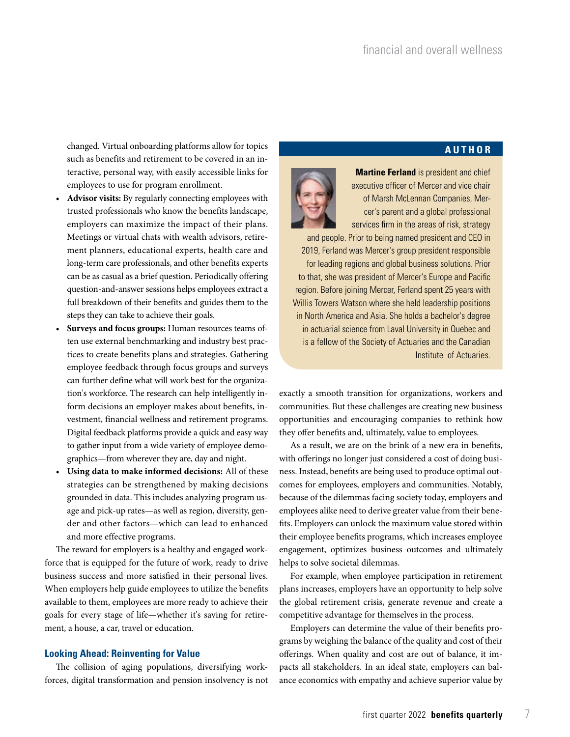changed. Virtual onboarding platforms allow for topics such as benefits and retirement to be covered in an interactive, personal way, with easily accessible links for employees to use for program enrollment.

- **Advisor visits:** By regularly connecting employees with trusted professionals who know the benefits landscape, employers can maximize the impact of their plans. Meetings or virtual chats with wealth advisors, retirement planners, educational experts, health care and long-term care professionals, and other benefits experts can be as casual as a brief question. Periodically offering question-and-answer sessions helps employees extract a full breakdown of their benefits and guides them to the steps they can take to achieve their goals.
- **Surveys and focus groups:** Human resources teams often use external benchmarking and industry best practices to create benefits plans and strategies. Gathering employee feedback through focus groups and surveys can further define what will work best for the organization's workforce. The research can help intelligently inform decisions an employer makes about benefits, investment, financial wellness and retirement programs. Digital feedback platforms provide a quick and easy way to gather input from a wide variety of employee demographics—from wherever they are, day and night.
- **Using data to make informed decisions:** All of these strategies can be strengthened by making decisions grounded in data. This includes analyzing program usage and pick-up rates—as well as region, diversity, gender and other factors—which can lead to enhanced and more effective programs.

The reward for employers is a healthy and engaged workforce that is equipped for the future of work, ready to drive business success and more satisfied in their personal lives. When employers help guide employees to utilize the benefits available to them, employees are more ready to achieve their goals for every stage of life—whether it's saving for retirement, a house, a car, travel or education.

### Looking Ahead: Reinventing for Value

The collision of aging populations, diversifying workforces, digital transformation and pension insolvency is not exactly a smooth transition for organizations, workers and communities. But these challenges are creating new business opportunities and encouraging companies to rethink how they offer benefits and, ultimately, value to employees.

As a result, we are on the brink of a new era in benefits, with offerings no longer just considered a cost of doing business. Instead, benefits are being used to produce optimal outcomes for employees, employers and communities. Notably, because of the dilemmas facing society today, employers and employees alike need to derive greater value from their benefits. Employers can unlock the maximum value stored within their employee benefits programs, which increases employee engagement, optimizes business outcomes and ultimately helps to solve societal dilemmas.

For example, when employee participation in retirement plans increases, employers have an opportunity to help solve the global retirement crisis, generate revenue and create a competitive advantage for themselves in the process.

Employers can determine the value of their benefits programs by weighing the balance of the quality and cost of their offerings. When quality and cost are out of balance, it impacts all stakeholders. In an ideal state, employers can balance economics with empathy and achieve superior value by

---

**AUTHOR**

**Martine Ferland** is president and chief executive officer of Mercer and vice chair of Marsh McLennan Companies, Mercer's parent and a global professional services firm in the areas of risk, strategy and people. Prior to being named president and CEO in 2019, Ferland was Mercer's group president responsible for leading regions and global business solutions. Prior to that, she was president of Mercer's Europe and Pacific region. Before joining Mercer, Ferland spent 25 years with Willis Towers Watson where she held leadership positions in North America and Asia. She holds a bachelor's degree in actuarial science from Laval University in Quebec and is a fellow of the Society of Actuaries and the Canadian Institute of Actuaries.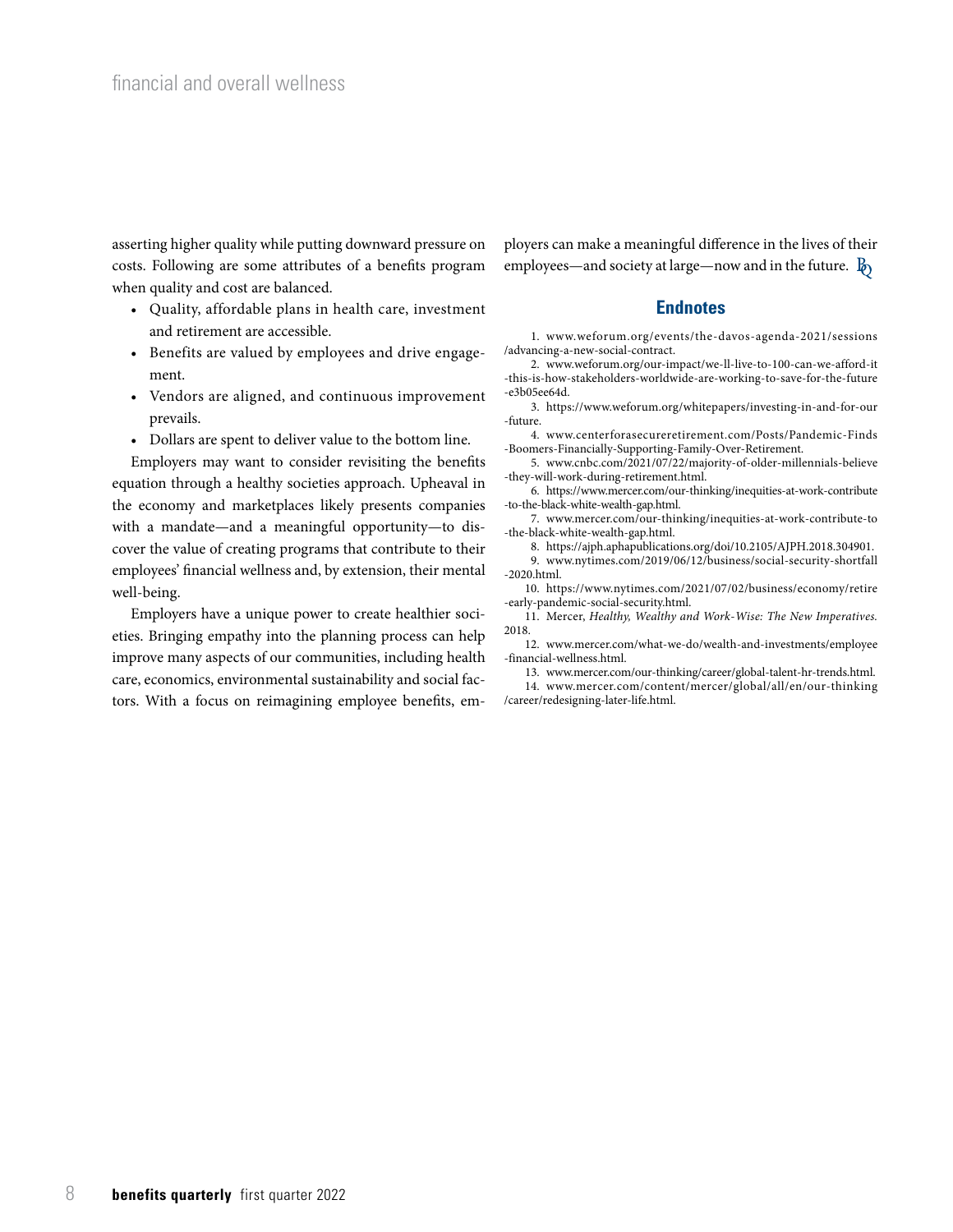asserting higher quality while putting downward pressure on costs. Following are some attributes of a benefits program when quality and cost are balanced.

- Quality, affordable plans in health care, investment and retirement are accessible.
- Benefits are valued by employees and drive engagement.
- Vendors are aligned, and continuous improvement prevails.
- Dollars are spent to deliver value to the bottom line.

Employers may want to consider revisiting the benefits equation through a healthy societies approach. Upheaval in the economy and marketplaces likely presents companies with a mandate—and a meaningful opportunity—to discover the value of creating programs that contribute to their employees' financial wellness and, by extension, their mental well-being.

Employers have a unique power to create healthier societies. Bringing empathy into the planning process can help improve many aspects of our communities, including health care, economics, environmental sustainability and social factors. With a focus on reimagining employee benefits, employers can make a meaningful difference in the lives of their employees—and society at large—now and in the future.

## Endnotes

1. www.weforum.org/events/the-davos-agenda-2021/sessions/advancing-a-new-social-contract.
2. www.weforum.org/our-impact/we-ll-live-to-100-can-we-afford-it-this-is-how-stakeholders-worldwide-are-working-to-save-for-the-future-e3b05ee64d.
3. https://www.weforum.org/whitepapers/investing-in-and-for-our-future.
4. www.centerforasecureretirement.com/Posts/Pandemic-Finds-Boomers-Financially-Supporting-Family-Over-Retirement.
5. www.cnbc.com/2021/07/22/majority-of-older-millennials-believe-they-will-work-during-retirement.html.
6. https://www.mercer.com/our-thinking/inequities-at-work-contribute-to-the-black-white-wealth-gap.html.
7. www.mercer.com/our-thinking/inequities-at-work-contribute-to-the-black-white-wealth-gap.html.
8. https://ajph.aphapublications.org/doi/10.2105/AJPH.2018.304901.
9. www.nytimes.com/2019/06/12/business/social-security-shortfall-2020.html.
10. https://www.nytimes.com/2021/07/02/business/economy/retire-early-pandemic-social-security.html.
11. Mercer, *Healthy, Wealthy and Work-Wise: The New Imperatives.* 2018.
12. www.mercer.com/what-we-do/wealth-and-investments/employee-financial-wellness.html.
13. www.mercer.com/our-thinking/career/global-talent-hr-trends.html.
14. www.mercer.com/content/mercer/global/all/en/our-thinking/career/redesigning-later-life.html.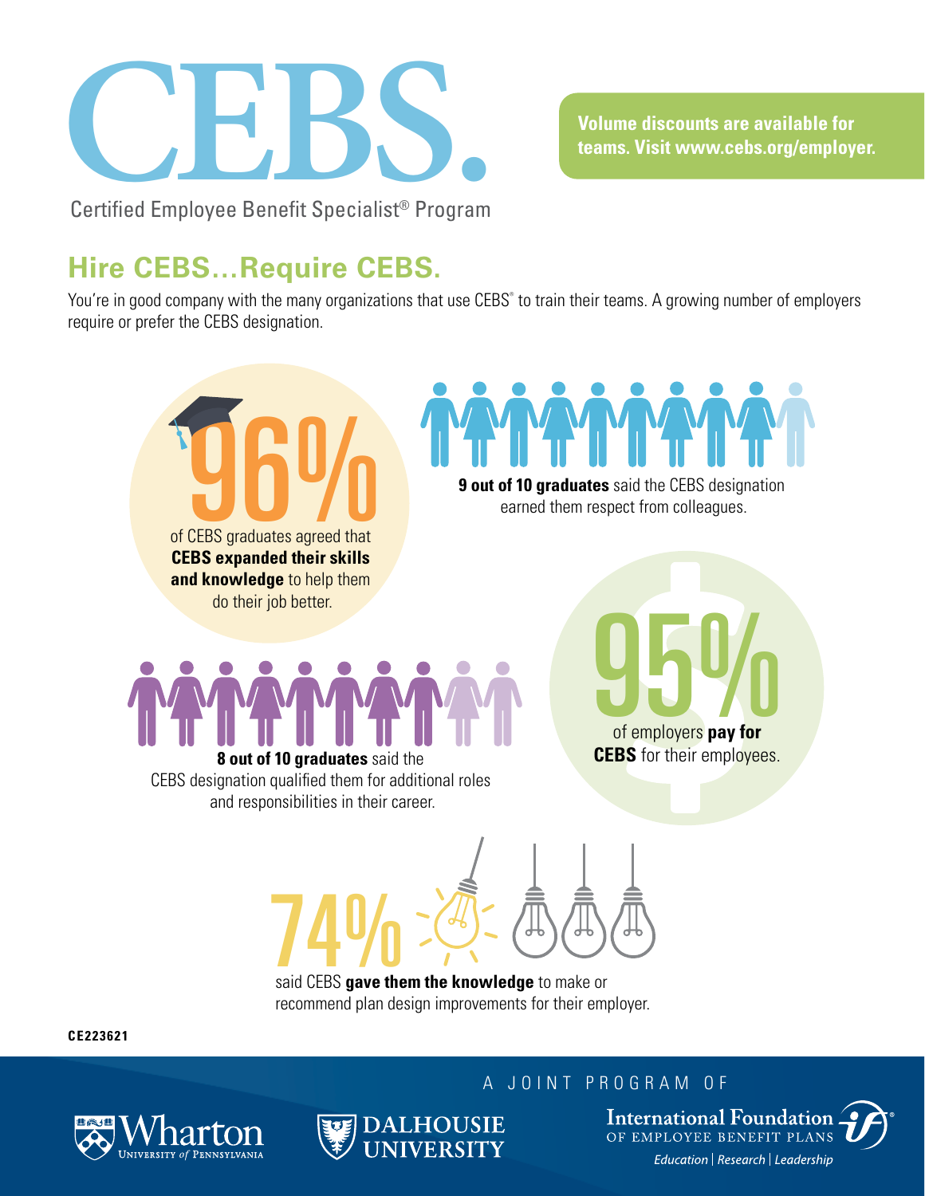# CEBS.

Certified Employee Benefit Specialist® Program

**Volume discounts are available for teams. Visit www.cebs.org/employer.**

## Hire CEBS…Require CEBS.

You're in good company with the many organizations that use CEBS® to train their teams. A growing number of employers require or prefer the CEBS designation.

96% of CEBS graduates agreed that **CEBS expanded their skills and knowledge** to help them do their job better.

**9 out of 10 graduates** said the CEBS designation earned them respect from colleagues.

**8 out of 10 graduates** said the CEBS designation qualified them for additional roles and responsibilities in their career.

95% of employers **pay for CEBS** for their employees.

74% said CEBS **gave them the knowledge** to make or recommend plan design improvements for their employer.

CE223621

A JOINT PROGRAM OF

Wharton University of Pennsylvania

Dalhousie University

International Foundation of Employee Benefit Plans

Education | Research | Leadership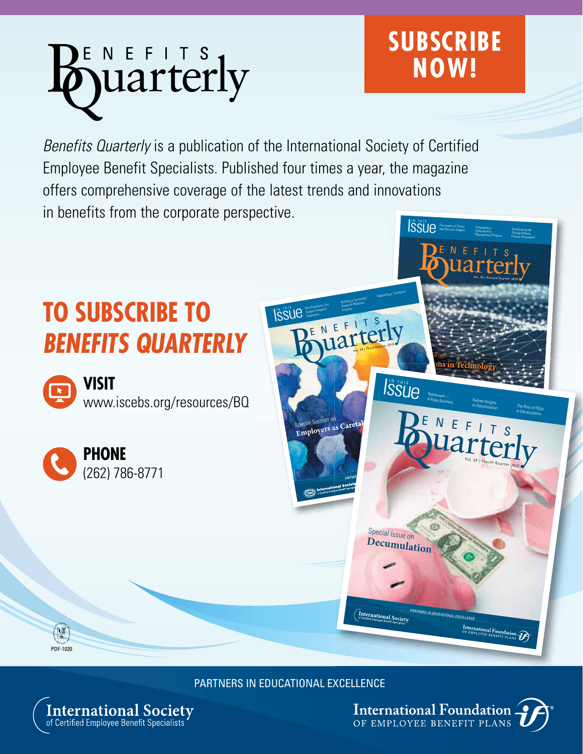# Benefits Quarterly

**SUBSCRIBE NOW!**

*Benefits Quarterly* is a publication of the International Society of Certified Employee Benefit Specialists. Published four times a year, the magazine offers comprehensive coverage of the latest trends and innovations in benefits from the corporate perspective.

## TO SUBSCRIBE TO *BENEFITS QUARTERLY*

**VISIT**
www.iscebs.org/resources/BQ

**PHONE**
(262) 786-8771

PDF-1020

PARTNERS IN EDUCATIONAL EXCELLENCE

International Society of Certified Employee Benefit Specialists

International Foundation of Employee Benefit Plans